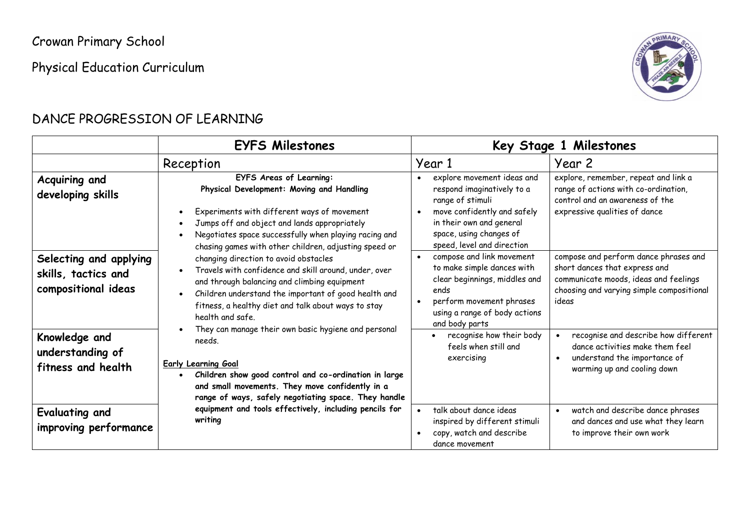Crowan Primary School

Physical Education Curriculum

## DANCE PROGRESSION OF LEARNING

| | **EYFS Milestones** | **Key Stage 1 Milestones** | |
|---|---|---|---|
| | Reception | Year 1 | Year 2 |
| **Acquiring and developing skills** | **EYFS Areas of Learning: Physical Development: Moving and Handling**<br><br>• Experiments with different ways of movement<br>• Jumps off and object and lands appropriately<br>• Negotiates space successfully when playing racing and chasing games with other children, adjusting speed or changing direction to avoid obstacles<br>• Travels with confidence and skill around, under, over and through balancing and climbing equipment<br>• Children understand the important of good health and fitness, a healthy diet and talk about ways to stay health and safe.<br>• They can manage their own basic hygiene and personal needs.<br><br>Early Learning Goal<br>• **Children show good control and co-ordination in large and small movements. They move confidently in a range of ways, safely negotiating space. They handle equipment and tools effectively, including pencils for writing** | • explore movement ideas and respond imaginatively to a range of stimuli<br>• move confidently and safely in their own and general space, using changes of speed, level and direction | explore, remember, repeat and link a range of actions with co-ordination, control and an awareness of the expressive qualities of dance |
| **Selecting and applying skills, tactics and compositional ideas** | | • compose and link movement to make simple dances with clear beginnings, middles and ends<br>• perform movement phrases using a range of body actions and body parts | compose and perform dance phrases and short dances that express and communicate moods, ideas and feelings choosing and varying simple compositional ideas |
| **Knowledge and understanding of fitness and health** | | • recognise how their body feels when still and exercising | • recognise and describe how different dance activities make them feel<br>• understand the importance of warming up and cooling down |
| **Evaluating and improving performance** | | • talk about dance ideas inspired by different stimuli<br>• copy, watch and describe dance movement | • watch and describe dance phrases and dances and use what they learn to improve their own work |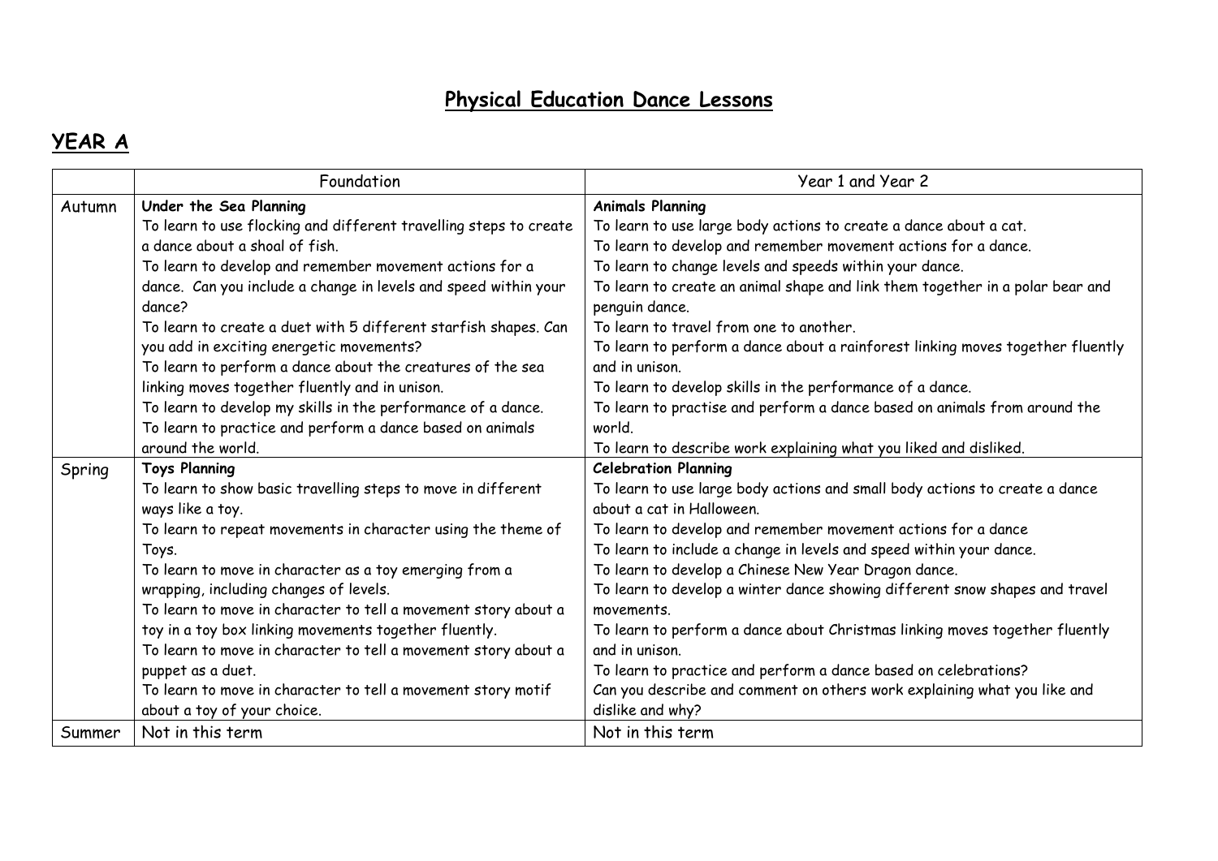# Physical Education Dance Lessons

## YEAR A

| | Foundation | Year 1 and Year 2 |
|---|---|---|
| Autumn | **Under the Sea Planning**<br>To learn to use flocking and different travelling steps to create a dance about a shoal of fish.<br>To learn to develop and remember movement actions for a dance. Can you include a change in levels and speed within your dance?<br>To learn to create a duet with 5 different starfish shapes. Can you add in exciting energetic movements?<br>To learn to perform a dance about the creatures of the sea linking moves together fluently and in unison.<br>To learn to develop my skills in the performance of a dance.<br>To learn to practice and perform a dance based on animals around the world. | **Animals Planning**<br>To learn to use large body actions to create a dance about a cat.<br>To learn to develop and remember movement actions for a dance.<br>To learn to change levels and speeds within your dance.<br>To learn to create an animal shape and link them together in a polar bear and penguin dance.<br>To learn to travel from one to another.<br>To learn to perform a dance about a rainforest linking moves together fluently and in unison.<br>To learn to develop skills in the performance of a dance.<br>To learn to practise and perform a dance based on animals from around the world.<br>To learn to describe work explaining what you liked and disliked. |
| Spring | **Toys Planning**<br>To learn to show basic travelling steps to move in different ways like a toy.<br>To learn to repeat movements in character using the theme of Toys.<br>To learn to move in character as a toy emerging from a wrapping, including changes of levels.<br>To learn to move in character to tell a movement story about a toy in a toy box linking movements together fluently.<br>To learn to move in character to tell a movement story about a puppet as a duet.<br>To learn to move in character to tell a movement story motif about a toy of your choice. | **Celebration Planning**<br>To learn to use large body actions and small body actions to create a dance about a cat in Halloween.<br>To learn to develop and remember movement actions for a dance<br>To learn to include a change in levels and speed within your dance.<br>To learn to develop a Chinese New Year Dragon dance.<br>To learn to develop a winter dance showing different snow shapes and travel movements.<br>To learn to perform a dance about Christmas linking moves together fluently and in unison.<br>To learn to practice and perform a dance based on celebrations?<br>Can you describe and comment on others work explaining what you like and dislike and why? |
| Summer | Not in this term | Not in this term |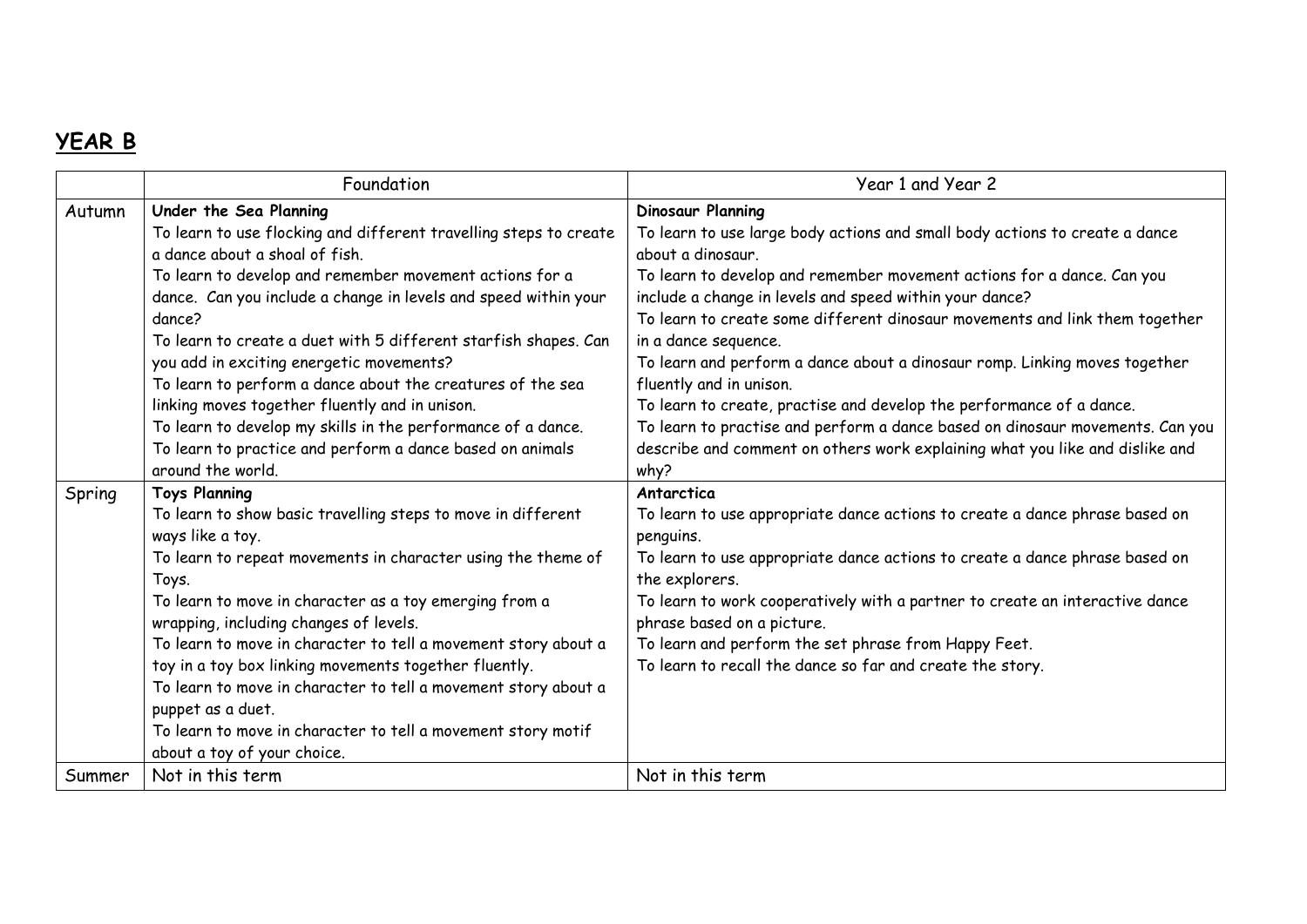## YEAR B

| | Foundation | Year 1 and Year 2 |
|---|---|---|
| Autumn | **Under the Sea Planning**<br>To learn to use flocking and different travelling steps to create a dance about a shoal of fish.<br>To learn to develop and remember movement actions for a dance. Can you include a change in levels and speed within your dance?<br>To learn to create a duet with 5 different starfish shapes. Can you add in exciting energetic movements?<br>To learn to perform a dance about the creatures of the sea linking moves together fluently and in unison.<br>To learn to develop my skills in the performance of a dance.<br>To learn to practice and perform a dance based on animals around the world. | **Dinosaur Planning**<br>To learn to use large body actions and small body actions to create a dance about a dinosaur.<br>To learn to develop and remember movement actions for a dance. Can you include a change in levels and speed within your dance?<br>To learn to create some different dinosaur movements and link them together in a dance sequence.<br>To learn and perform a dance about a dinosaur romp. Linking moves together fluently and in unison.<br>To learn to create, practise and develop the performance of a dance.<br>To learn to practise and perform a dance based on dinosaur movements. Can you describe and comment on others work explaining what you like and dislike and why? |
| Spring | **Toys Planning**<br>To learn to show basic travelling steps to move in different ways like a toy.<br>To learn to repeat movements in character using the theme of Toys.<br>To learn to move in character as a toy emerging from a wrapping, including changes of levels.<br>To learn to move in character to tell a movement story about a toy in a toy box linking movements together fluently.<br>To learn to move in character to tell a movement story about a puppet as a duet.<br>To learn to move in character to tell a movement story motif about a toy of your choice. | **Antarctica**<br>To learn to use appropriate dance actions to create a dance phrase based on penguins.<br>To learn to use appropriate dance actions to create a dance phrase based on the explorers.<br>To learn to work cooperatively with a partner to create an interactive dance phrase based on a picture.<br>To learn and perform the set phrase from Happy Feet.<br>To learn to recall the dance so far and create the story. |
| Summer | Not in this term | Not in this term |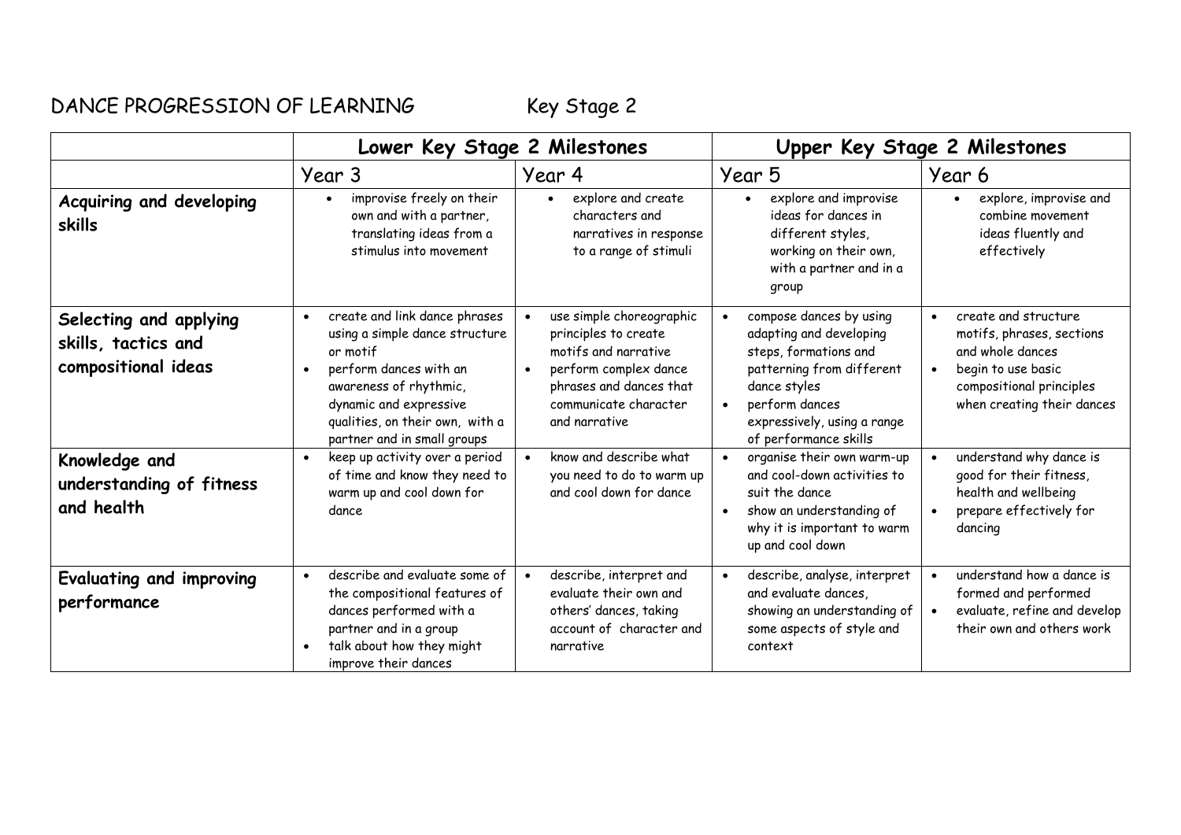# DANCE PROGRESSION OF LEARNING Key Stage 2

| | Lower Key Stage 2 Milestones | | Upper Key Stage 2 Milestones | |
|---|---|---|---|---|
| | Year 3 | Year 4 | Year 5 | Year 6 |
| **Acquiring and developing skills** | • improvise freely on their own and with a partner, translating ideas from a stimulus into movement | • explore and create characters and narratives in response to a range of stimuli | • explore and improvise ideas for dances in different styles, working on their own, with a partner and in a group | • explore, improvise and combine movement ideas fluently and effectively |
| **Selecting and applying skills, tactics and compositional ideas** | • create and link dance phrases using a simple dance structure or motif<br>• perform dances with an awareness of rhythmic, dynamic and expressive qualities, on their own, with a partner and in small groups | • use simple choreographic principles to create motifs and narrative<br>• perform complex dance phrases and dances that communicate character and narrative | • compose dances by using adapting and developing steps, formations and patterning from different dance styles<br>• perform dances expressively, using a range of performance skills | • create and structure motifs, phrases, sections and whole dances<br>• begin to use basic compositional principles when creating their dances |
| **Knowledge and understanding of fitness and health** | • keep up activity over a period of time and know they need to warm up and cool down for dance | • know and describe what you need to do to warm up and cool down for dance | • organise their own warm-up and cool-down activities to suit the dance<br>• show an understanding of why it is important to warm up and cool down | • understand why dance is good for their fitness, health and wellbeing<br>• prepare effectively for dancing |
| **Evaluating and improving performance** | • describe and evaluate some of the compositional features of dances performed with a partner and in a group<br>• talk about how they might improve their dances | • describe, interpret and evaluate their own and others' dances, taking account of character and narrative | • describe, analyse, interpret and evaluate dances, showing an understanding of some aspects of style and context | • understand how a dance is formed and performed<br>• evaluate, refine and develop their own and others work |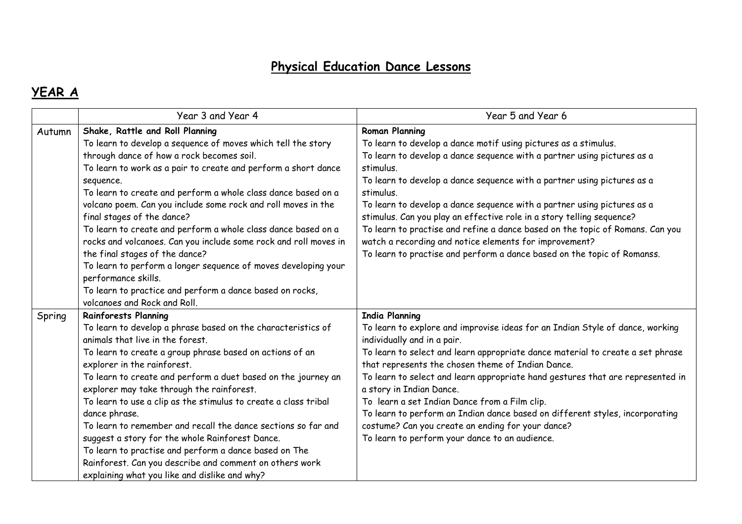# Physical Education Dance Lessons

## YEAR A

| | Year 3 and Year 4 | Year 5 and Year 6 |
|---|---|---|
| Autumn | **Shake, Rattle and Roll Planning**<br>To learn to develop a sequence of moves which tell the story through dance of how a rock becomes soil.<br>To learn to work as a pair to create and perform a short dance sequence.<br>To learn to create and perform a whole class dance based on a volcano poem. Can you include some rock and roll moves in the final stages of the dance?<br>To learn to create and perform a whole class dance based on a rocks and volcanoes. Can you include some rock and roll moves in the final stages of the dance?<br>To learn to perform a longer sequence of moves developing your performance skills.<br>To learn to practice and perform a dance based on rocks, volcanoes and Rock and Roll. | **Roman Planning**<br>To learn to develop a dance motif using pictures as a stimulus.<br>To learn to develop a dance sequence with a partner using pictures as a stimulus.<br>To learn to develop a dance sequence with a partner using pictures as a stimulus.<br>To learn to develop a dance sequence with a partner using pictures as a stimulus. Can you play an effective role in a story telling sequence?<br>To learn to practise and refine a dance based on the topic of Romans. Can you watch a recording and notice elements for improvement?<br>To learn to practise and perform a dance based on the topic of Romanss. |
| Spring | **Rainforests Planning**<br>To learn to develop a phrase based on the characteristics of animals that live in the forest.<br>To learn to create a group phrase based on actions of an explorer in the rainforest.<br>To learn to create and perform a duet based on the journey an explorer may take through the rainforest.<br>To learn to use a clip as the stimulus to create a class tribal dance phrase.<br>To learn to remember and recall the dance sections so far and suggest a story for the whole Rainforest Dance.<br>To learn to practise and perform a dance based on The Rainforest. Can you describe and comment on others work explaining what you like and dislike and why? | **India Planning**<br>To learn to explore and improvise ideas for an Indian Style of dance, working individually and in a pair.<br>To learn to select and learn appropriate dance material to create a set phrase that represents the chosen theme of Indian Dance.<br>To learn to select and learn appropriate hand gestures that are represented in a story in Indian Dance.<br>To learn a set Indian Dance from a Film clip.<br>To learn to perform an Indian dance based on different styles, incorporating costume? Can you create an ending for your dance?<br>To learn to perform your dance to an audience. |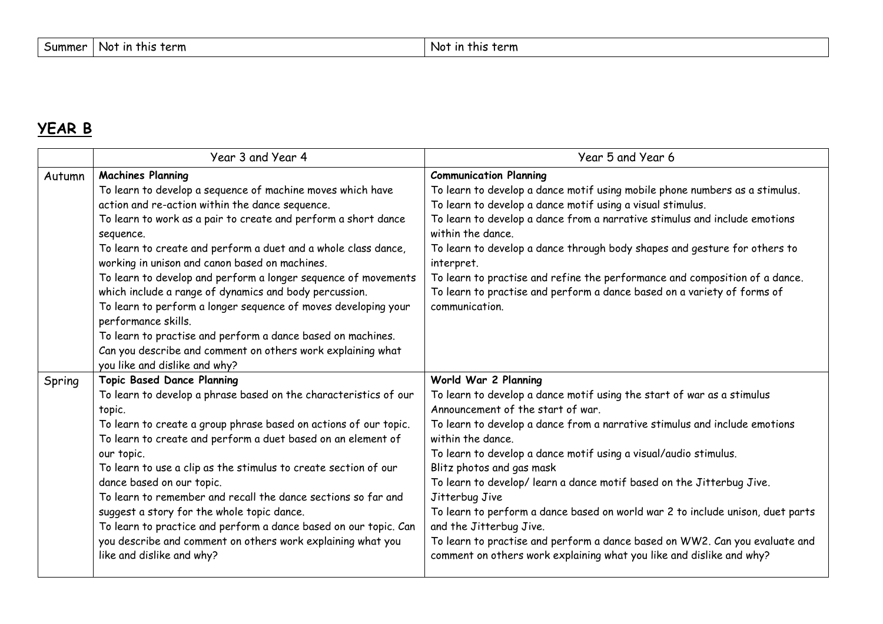| Summer | Not in this term | Not in this term |
|---|---|---|

## YEAR B

| | Year 3 and Year 4 | Year 5 and Year 6 |
|---|---|---|
| Autumn | **Machines Planning**<br>To learn to develop a sequence of machine moves which have action and re-action within the dance sequence.<br>To learn to work as a pair to create and perform a short dance sequence.<br>To learn to create and perform a duet and a whole class dance, working in unison and canon based on machines.<br>To learn to develop and perform a longer sequence of movements which include a range of dynamics and body percussion.<br>To learn to perform a longer sequence of moves developing your performance skills.<br>To learn to practise and perform a dance based on machines. Can you describe and comment on others work explaining what you like and dislike and why? | **Communication Planning**<br>To learn to develop a dance motif using mobile phone numbers as a stimulus.<br>To learn to develop a dance motif using a visual stimulus.<br>To learn to develop a dance from a narrative stimulus and include emotions within the dance.<br>To learn to develop a dance through body shapes and gesture for others to interpret.<br>To learn to practise and refine the performance and composition of a dance.<br>To learn to practise and perform a dance based on a variety of forms of communication. |
| Spring | **Topic Based Dance Planning**<br>To learn to develop a phrase based on the characteristics of our topic.<br>To learn to create a group phrase based on actions of our topic.<br>To learn to create and perform a duet based on an element of our topic.<br>To learn to use a clip as the stimulus to create section of our dance based on our topic.<br>To learn to remember and recall the dance sections so far and suggest a story for the whole topic dance.<br>To learn to practice and perform a dance based on our topic. Can you describe and comment on others work explaining what you like and dislike and why? | **World War 2 Planning**<br>To learn to develop a dance motif using the start of war as a stimulus Announcement of the start of war.<br>To learn to develop a dance from a narrative stimulus and include emotions within the dance.<br>To learn to develop a dance motif using a visual/audio stimulus.<br>Blitz photos and gas mask<br>To learn to develop/ learn a dance motif based on the Jitterbug Jive.<br>Jitterbug Jive<br>To learn to perform a dance based on world war 2 to include unison, duet parts and the Jitterbug Jive.<br>To learn to practise and perform a dance based on WW2. Can you evaluate and comment on others work explaining what you like and dislike and why? |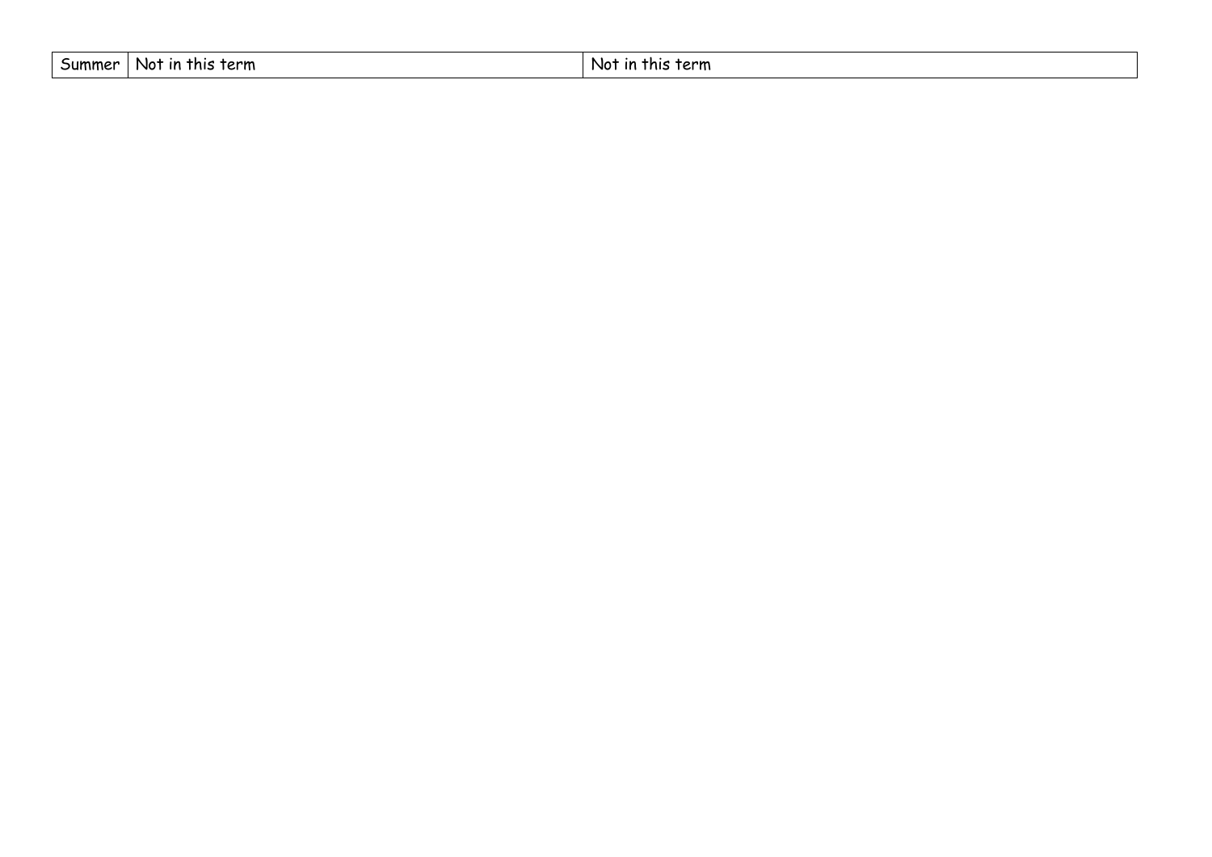| | | |
|---|---|---|
| Summer | Not in this term | Not in this term |